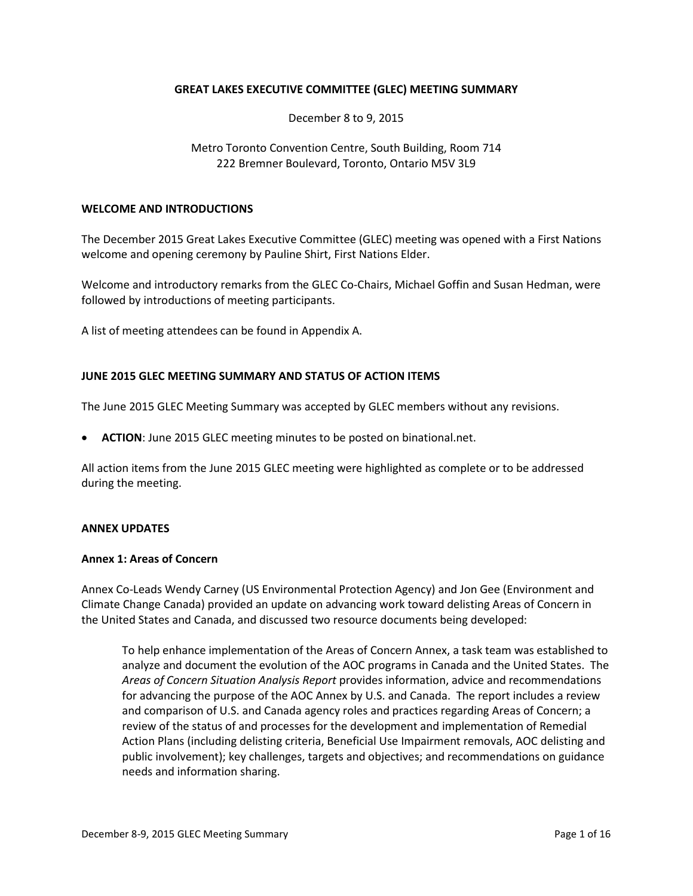# GREAT LAKES EXECUTIVE COMMITTEE (GLEC) MEETING SUMMARY

December 8 to 9, 2015

Metro Toronto Convention Centre, South Building, Room 714
222 Bremner Boulevard, Toronto, Ontario M5V 3L9

## WELCOME AND INTRODUCTIONS

The December 2015 Great Lakes Executive Committee (GLEC) meeting was opened with a First Nations welcome and opening ceremony by Pauline Shirt, First Nations Elder.

Welcome and introductory remarks from the GLEC Co-Chairs, Michael Goffin and Susan Hedman, were followed by introductions of meeting participants.

A list of meeting attendees can be found in Appendix A.

## JUNE 2015 GLEC MEETING SUMMARY AND STATUS OF ACTION ITEMS

The June 2015 GLEC Meeting Summary was accepted by GLEC members without any revisions.

- **ACTION**: June 2015 GLEC meeting minutes to be posted on binational.net.

All action items from the June 2015 GLEC meeting were highlighted as complete or to be addressed during the meeting.

## ANNEX UPDATES

### Annex 1: Areas of Concern

Annex Co-Leads Wendy Carney (US Environmental Protection Agency) and Jon Gee (Environment and Climate Change Canada) provided an update on advancing work toward delisting Areas of Concern in the United States and Canada, and discussed two resource documents being developed:

> To help enhance implementation of the Areas of Concern Annex, a task team was established to analyze and document the evolution of the AOC programs in Canada and the United States. The *Areas of Concern Situation Analysis Report* provides information, advice and recommendations for advancing the purpose of the AOC Annex by U.S. and Canada. The report includes a review and comparison of U.S. and Canada agency roles and practices regarding Areas of Concern; a review of the status of and processes for the development and implementation of Remedial Action Plans (including delisting criteria, Beneficial Use Impairment removals, AOC delisting and public involvement); key challenges, targets and objectives; and recommendations on guidance needs and information sharing.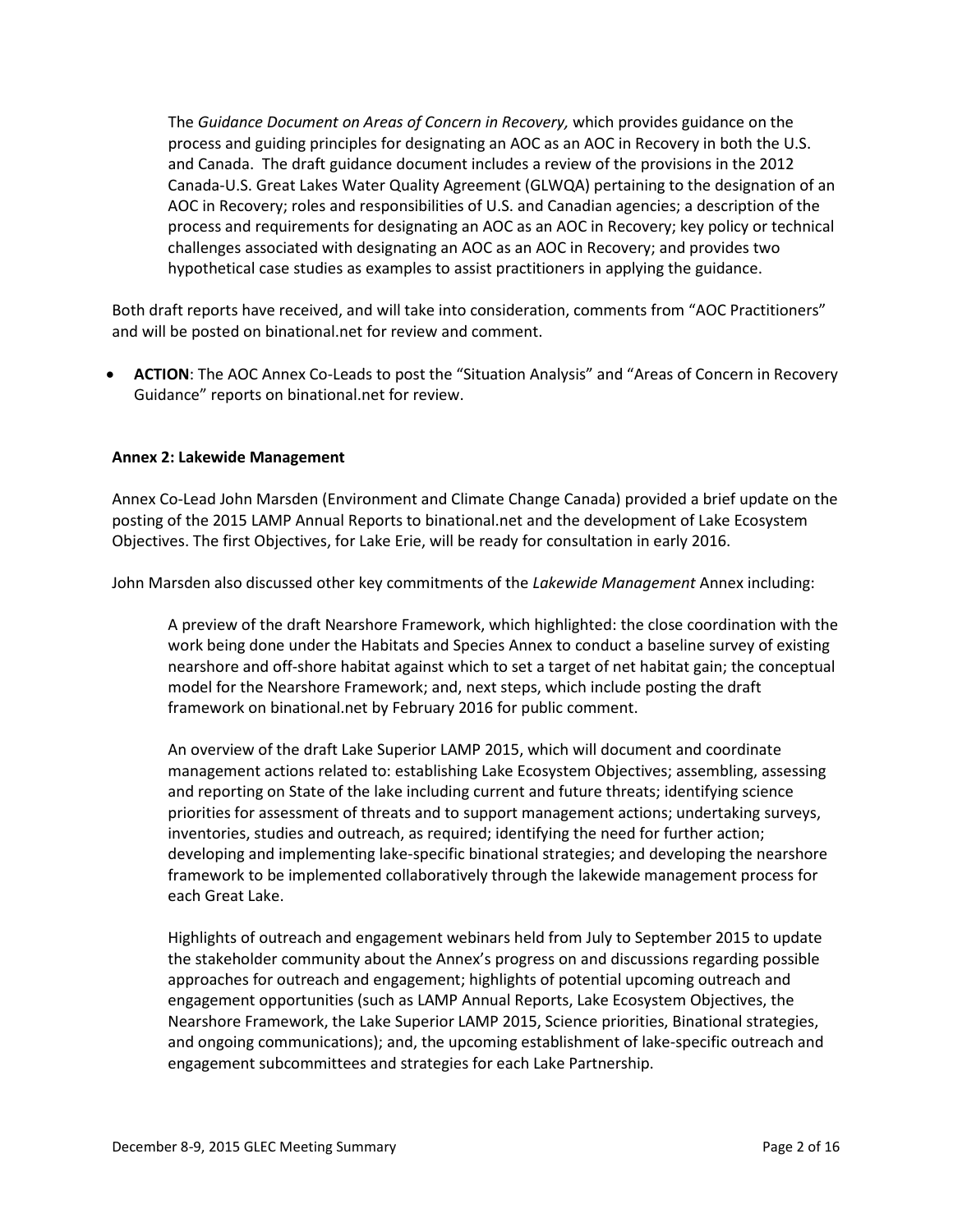The *Guidance Document on Areas of Concern in Recovery,* which provides guidance on the process and guiding principles for designating an AOC as an AOC in Recovery in both the U.S. and Canada. The draft guidance document includes a review of the provisions in the 2012 Canada-U.S. Great Lakes Water Quality Agreement (GLWQA) pertaining to the designation of an AOC in Recovery; roles and responsibilities of U.S. and Canadian agencies; a description of the process and requirements for designating an AOC as an AOC in Recovery; key policy or technical challenges associated with designating an AOC as an AOC in Recovery; and provides two hypothetical case studies as examples to assist practitioners in applying the guidance.

Both draft reports have received, and will take into consideration, comments from "AOC Practitioners" and will be posted on binational.net for review and comment.

- **ACTION**: The AOC Annex Co-Leads to post the "Situation Analysis" and "Areas of Concern in Recovery Guidance" reports on binational.net for review.

**Annex 2: Lakewide Management**

Annex Co-Lead John Marsden (Environment and Climate Change Canada) provided a brief update on the posting of the 2015 LAMP Annual Reports to binational.net and the development of Lake Ecosystem Objectives. The first Objectives, for Lake Erie, will be ready for consultation in early 2016.

John Marsden also discussed other key commitments of the *Lakewide Management* Annex including:

A preview of the draft Nearshore Framework, which highlighted: the close coordination with the work being done under the Habitats and Species Annex to conduct a baseline survey of existing nearshore and off-shore habitat against which to set a target of net habitat gain; the conceptual model for the Nearshore Framework; and, next steps, which include posting the draft framework on binational.net by February 2016 for public comment.

An overview of the draft Lake Superior LAMP 2015, which will document and coordinate management actions related to: establishing Lake Ecosystem Objectives; assembling, assessing and reporting on State of the lake including current and future threats; identifying science priorities for assessment of threats and to support management actions; undertaking surveys, inventories, studies and outreach, as required; identifying the need for further action; developing and implementing lake-specific binational strategies; and developing the nearshore framework to be implemented collaboratively through the lakewide management process for each Great Lake.

Highlights of outreach and engagement webinars held from July to September 2015 to update the stakeholder community about the Annex's progress on and discussions regarding possible approaches for outreach and engagement; highlights of potential upcoming outreach and engagement opportunities (such as LAMP Annual Reports, Lake Ecosystem Objectives, the Nearshore Framework, the Lake Superior LAMP 2015, Science priorities, Binational strategies, and ongoing communications); and, the upcoming establishment of lake-specific outreach and engagement subcommittees and strategies for each Lake Partnership.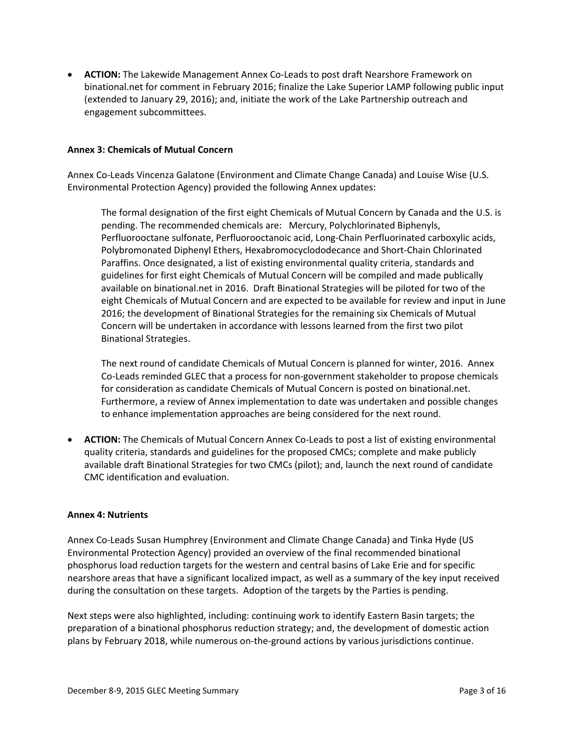- **ACTION:** The Lakewide Management Annex Co-Leads to post draft Nearshore Framework on binational.net for comment in February 2016; finalize the Lake Superior LAMP following public input (extended to January 29, 2016); and, initiate the work of the Lake Partnership outreach and engagement subcommittees.

**Annex 3: Chemicals of Mutual Concern**

Annex Co-Leads Vincenza Galatone (Environment and Climate Change Canada) and Louise Wise (U.S. Environmental Protection Agency) provided the following Annex updates:

> The formal designation of the first eight Chemicals of Mutual Concern by Canada and the U.S. is pending. The recommended chemicals are: Mercury, Polychlorinated Biphenyls, Perfluorooctane sulfonate, Perfluorooctanoic acid, Long-Chain Perfluorinated carboxylic acids, Polybromonated Diphenyl Ethers, Hexabromocyclododecance and Short-Chain Chlorinated Paraffins. Once designated, a list of existing environmental quality criteria, standards and guidelines for first eight Chemicals of Mutual Concern will be compiled and made publically available on binational.net in 2016. Draft Binational Strategies will be piloted for two of the eight Chemicals of Mutual Concern and are expected to be available for review and input in June 2016; the development of Binational Strategies for the remaining six Chemicals of Mutual Concern will be undertaken in accordance with lessons learned from the first two pilot Binational Strategies.
>
> The next round of candidate Chemicals of Mutual Concern is planned for winter, 2016. Annex Co-Leads reminded GLEC that a process for non-government stakeholder to propose chemicals for consideration as candidate Chemicals of Mutual Concern is posted on binational.net. Furthermore, a review of Annex implementation to date was undertaken and possible changes to enhance implementation approaches are being considered for the next round.

- **ACTION:** The Chemicals of Mutual Concern Annex Co-Leads to post a list of existing environmental quality criteria, standards and guidelines for the proposed CMCs; complete and make publicly available draft Binational Strategies for two CMCs (pilot); and, launch the next round of candidate CMC identification and evaluation.

**Annex 4: Nutrients**

Annex Co-Leads Susan Humphrey (Environment and Climate Change Canada) and Tinka Hyde (US Environmental Protection Agency) provided an overview of the final recommended binational phosphorus load reduction targets for the western and central basins of Lake Erie and for specific nearshore areas that have a significant localized impact, as well as a summary of the key input received during the consultation on these targets. Adoption of the targets by the Parties is pending.

Next steps were also highlighted, including: continuing work to identify Eastern Basin targets; the preparation of a binational phosphorus reduction strategy; and, the development of domestic action plans by February 2018, while numerous on-the-ground actions by various jurisdictions continue.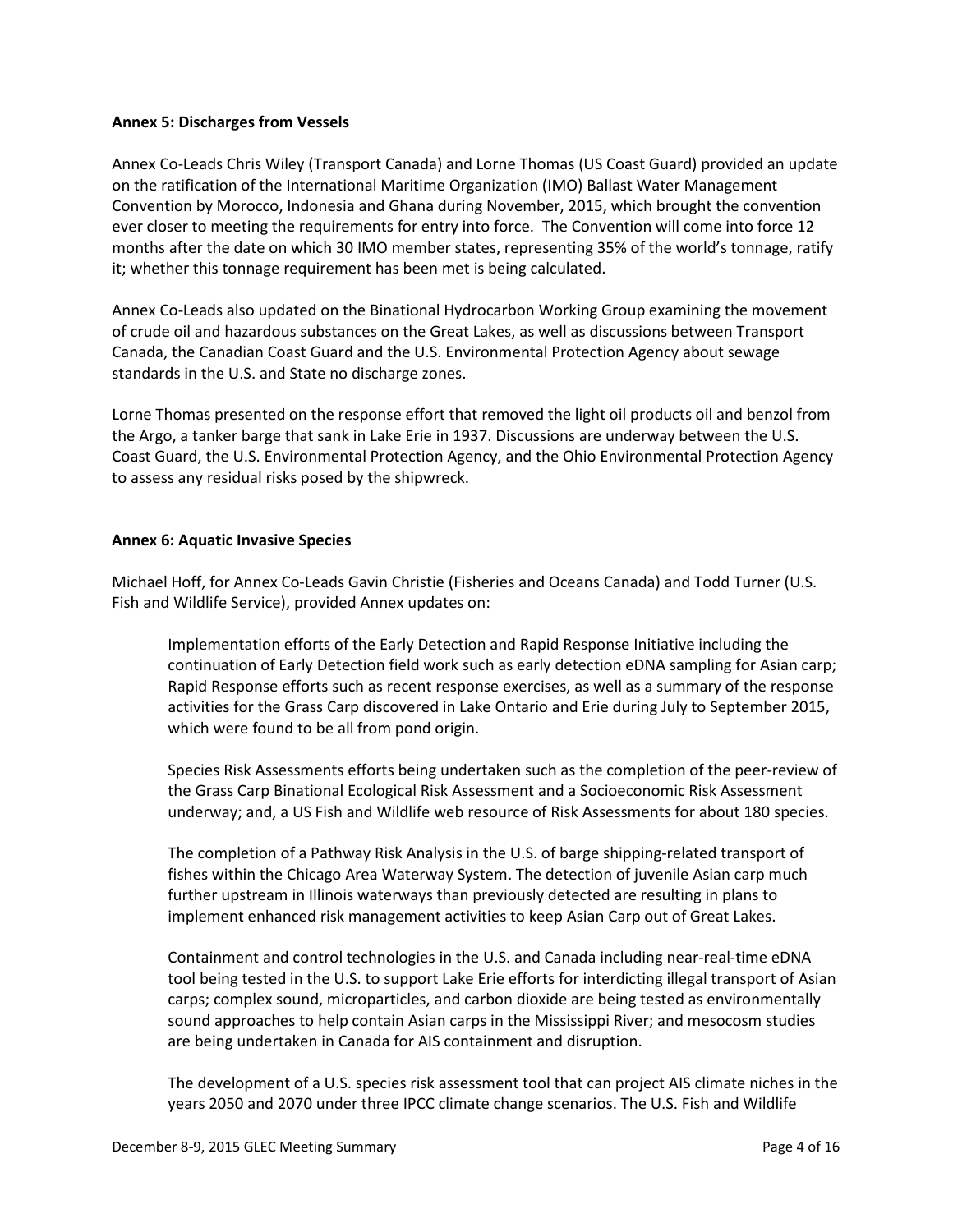**Annex 5: Discharges from Vessels**

Annex Co-Leads Chris Wiley (Transport Canada) and Lorne Thomas (US Coast Guard) provided an update on the ratification of the International Maritime Organization (IMO) Ballast Water Management Convention by Morocco, Indonesia and Ghana during November, 2015, which brought the convention ever closer to meeting the requirements for entry into force. The Convention will come into force 12 months after the date on which 30 IMO member states, representing 35% of the world's tonnage, ratify it; whether this tonnage requirement has been met is being calculated.

Annex Co-Leads also updated on the Binational Hydrocarbon Working Group examining the movement of crude oil and hazardous substances on the Great Lakes, as well as discussions between Transport Canada, the Canadian Coast Guard and the U.S. Environmental Protection Agency about sewage standards in the U.S. and State no discharge zones.

Lorne Thomas presented on the response effort that removed the light oil products oil and benzol from the Argo, a tanker barge that sank in Lake Erie in 1937. Discussions are underway between the U.S. Coast Guard, the U.S. Environmental Protection Agency, and the Ohio Environmental Protection Agency to assess any residual risks posed by the shipwreck.

**Annex 6: Aquatic Invasive Species**

Michael Hoff, for Annex Co-Leads Gavin Christie (Fisheries and Oceans Canada) and Todd Turner (U.S. Fish and Wildlife Service), provided Annex updates on:

> Implementation efforts of the Early Detection and Rapid Response Initiative including the continuation of Early Detection field work such as early detection eDNA sampling for Asian carp; Rapid Response efforts such as recent response exercises, as well as a summary of the response activities for the Grass Carp discovered in Lake Ontario and Erie during July to September 2015, which were found to be all from pond origin.
>
> Species Risk Assessments efforts being undertaken such as the completion of the peer-review of the Grass Carp Binational Ecological Risk Assessment and a Socioeconomic Risk Assessment underway; and, a US Fish and Wildlife web resource of Risk Assessments for about 180 species.
>
> The completion of a Pathway Risk Analysis in the U.S. of barge shipping-related transport of fishes within the Chicago Area Waterway System. The detection of juvenile Asian carp much further upstream in Illinois waterways than previously detected are resulting in plans to implement enhanced risk management activities to keep Asian Carp out of Great Lakes.
>
> Containment and control technologies in the U.S. and Canada including near-real-time eDNA tool being tested in the U.S. to support Lake Erie efforts for interdicting illegal transport of Asian carps; complex sound, microparticles, and carbon dioxide are being tested as environmentally sound approaches to help contain Asian carps in the Mississippi River; and mesocosm studies are being undertaken in Canada for AIS containment and disruption.
>
> The development of a U.S. species risk assessment tool that can project AIS climate niches in the years 2050 and 2070 under three IPCC climate change scenarios. The U.S. Fish and Wildlife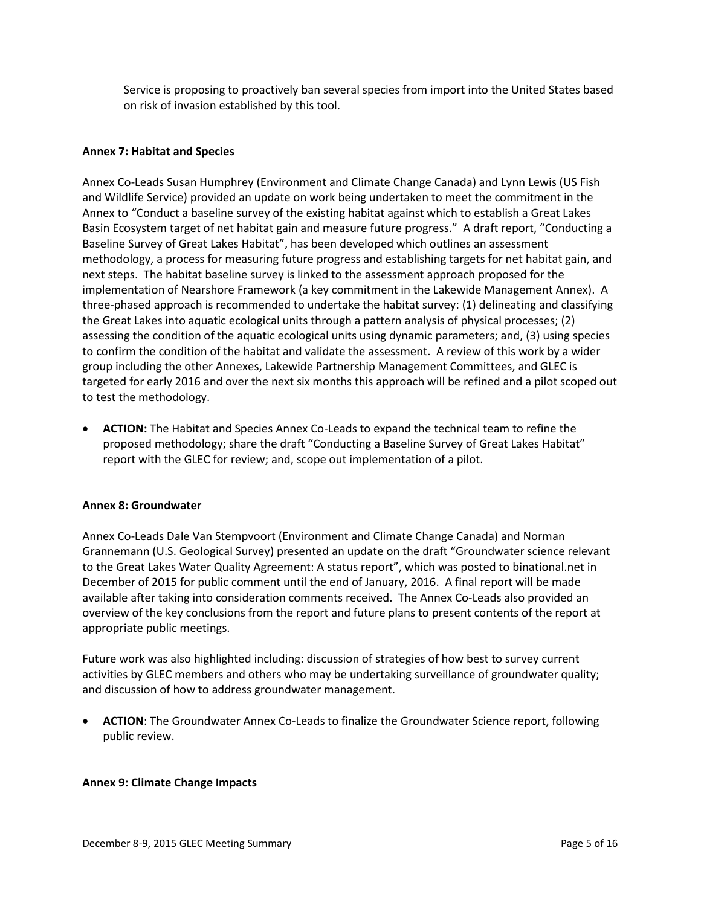Service is proposing to proactively ban several species from import into the United States based on risk of invasion established by this tool.

**Annex 7: Habitat and Species**

Annex Co-Leads Susan Humphrey (Environment and Climate Change Canada) and Lynn Lewis (US Fish and Wildlife Service) provided an update on work being undertaken to meet the commitment in the Annex to "Conduct a baseline survey of the existing habitat against which to establish a Great Lakes Basin Ecosystem target of net habitat gain and measure future progress." A draft report, "Conducting a Baseline Survey of Great Lakes Habitat", has been developed which outlines an assessment methodology, a process for measuring future progress and establishing targets for net habitat gain, and next steps. The habitat baseline survey is linked to the assessment approach proposed for the implementation of Nearshore Framework (a key commitment in the Lakewide Management Annex). A three-phased approach is recommended to undertake the habitat survey: (1) delineating and classifying the Great Lakes into aquatic ecological units through a pattern analysis of physical processes; (2) assessing the condition of the aquatic ecological units using dynamic parameters; and, (3) using species to confirm the condition of the habitat and validate the assessment. A review of this work by a wider group including the other Annexes, Lakewide Partnership Management Committees, and GLEC is targeted for early 2016 and over the next six months this approach will be refined and a pilot scoped out to test the methodology.

- **ACTION:** The Habitat and Species Annex Co-Leads to expand the technical team to refine the proposed methodology; share the draft "Conducting a Baseline Survey of Great Lakes Habitat" report with the GLEC for review; and, scope out implementation of a pilot.

**Annex 8: Groundwater**

Annex Co-Leads Dale Van Stempvoort (Environment and Climate Change Canada) and Norman Grannemann (U.S. Geological Survey) presented an update on the draft "Groundwater science relevant to the Great Lakes Water Quality Agreement: A status report", which was posted to binational.net in December of 2015 for public comment until the end of January, 2016. A final report will be made available after taking into consideration comments received. The Annex Co-Leads also provided an overview of the key conclusions from the report and future plans to present contents of the report at appropriate public meetings.

Future work was also highlighted including: discussion of strategies of how best to survey current activities by GLEC members and others who may be undertaking surveillance of groundwater quality; and discussion of how to address groundwater management.

- **ACTION**: The Groundwater Annex Co-Leads to finalize the Groundwater Science report, following public review.

**Annex 9: Climate Change Impacts**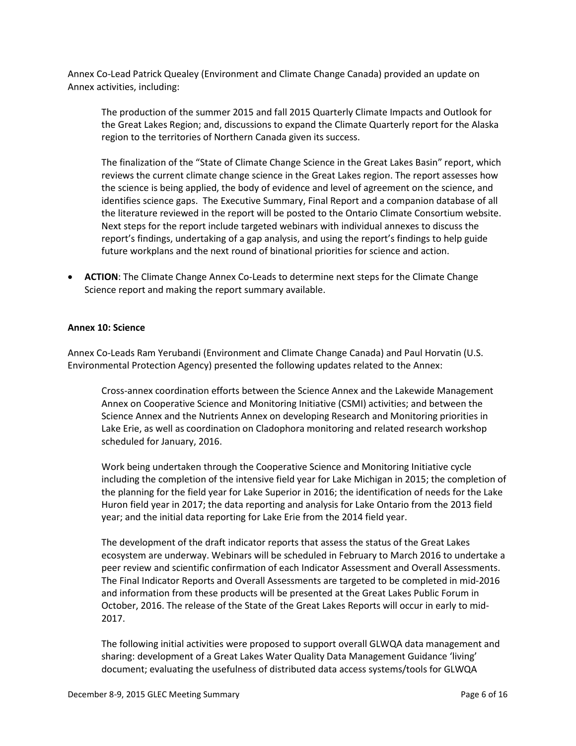Annex Co-Lead Patrick Quealey (Environment and Climate Change Canada) provided an update on Annex activities, including:

> The production of the summer 2015 and fall 2015 Quarterly Climate Impacts and Outlook for the Great Lakes Region; and, discussions to expand the Climate Quarterly report for the Alaska region to the territories of Northern Canada given its success.
>
> The finalization of the "State of Climate Change Science in the Great Lakes Basin" report, which reviews the current climate change science in the Great Lakes region. The report assesses how the science is being applied, the body of evidence and level of agreement on the science, and identifies science gaps. The Executive Summary, Final Report and a companion database of all the literature reviewed in the report will be posted to the Ontario Climate Consortium website. Next steps for the report include targeted webinars with individual annexes to discuss the report's findings, undertaking of a gap analysis, and using the report's findings to help guide future workplans and the next round of binational priorities for science and action.

- **ACTION**: The Climate Change Annex Co-Leads to determine next steps for the Climate Change Science report and making the report summary available.

**Annex 10: Science**

Annex Co-Leads Ram Yerubandi (Environment and Climate Change Canada) and Paul Horvatin (U.S. Environmental Protection Agency) presented the following updates related to the Annex:

> Cross-annex coordination efforts between the Science Annex and the Lakewide Management Annex on Cooperative Science and Monitoring Initiative (CSMI) activities; and between the Science Annex and the Nutrients Annex on developing Research and Monitoring priorities in Lake Erie, as well as coordination on Cladophora monitoring and related research workshop scheduled for January, 2016.
>
> Work being undertaken through the Cooperative Science and Monitoring Initiative cycle including the completion of the intensive field year for Lake Michigan in 2015; the completion of the planning for the field year for Lake Superior in 2016; the identification of needs for the Lake Huron field year in 2017; the data reporting and analysis for Lake Ontario from the 2013 field year; and the initial data reporting for Lake Erie from the 2014 field year.
>
> The development of the draft indicator reports that assess the status of the Great Lakes ecosystem are underway. Webinars will be scheduled in February to March 2016 to undertake a peer review and scientific confirmation of each Indicator Assessment and Overall Assessments. The Final Indicator Reports and Overall Assessments are targeted to be completed in mid-2016 and information from these products will be presented at the Great Lakes Public Forum in October, 2016. The release of the State of the Great Lakes Reports will occur in early to mid-2017.
>
> The following initial activities were proposed to support overall GLWQA data management and sharing: development of a Great Lakes Water Quality Data Management Guidance 'living' document; evaluating the usefulness of distributed data access systems/tools for GLWQA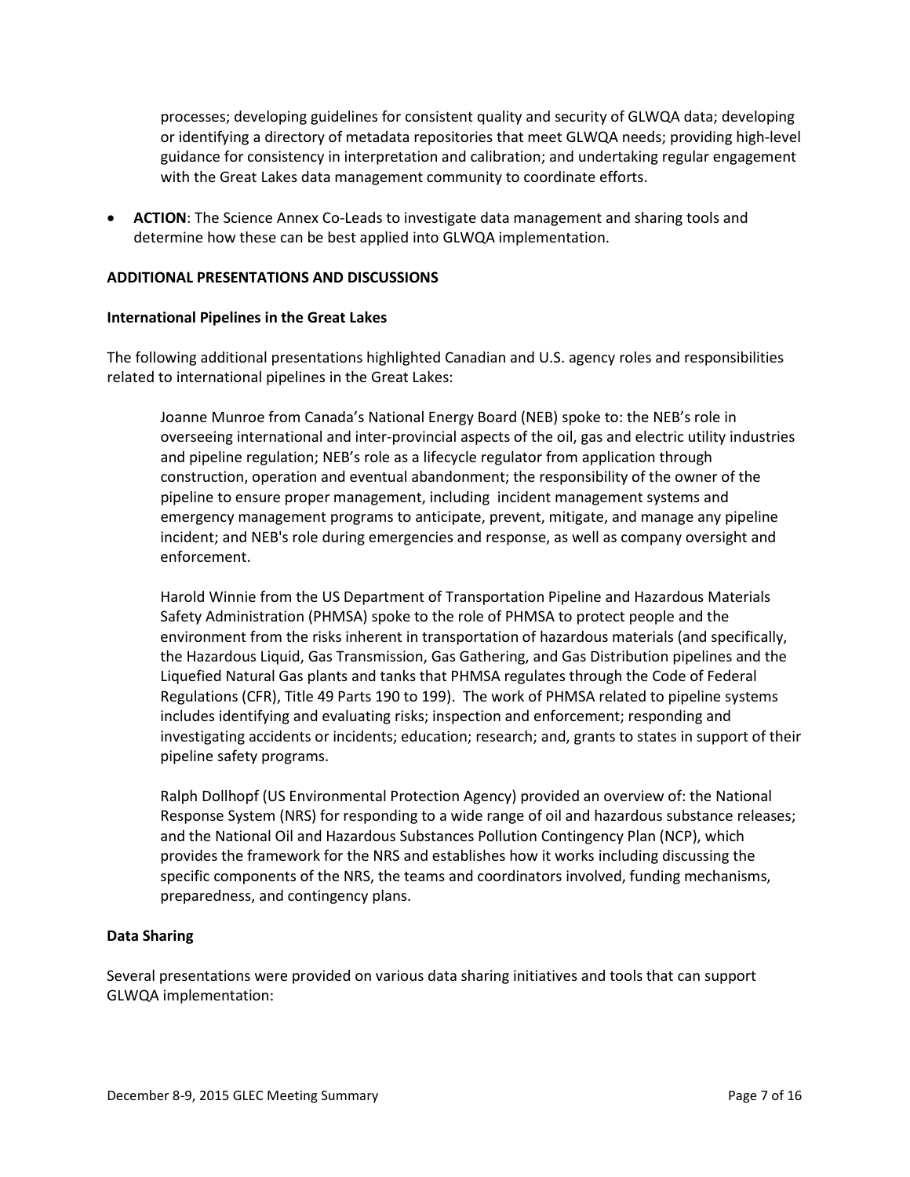processes; developing guidelines for consistent quality and security of GLWQA data; developing or identifying a directory of metadata repositories that meet GLWQA needs; providing high-level guidance for consistency in interpretation and calibration; and undertaking regular engagement with the Great Lakes data management community to coordinate efforts.

- **ACTION**: The Science Annex Co-Leads to investigate data management and sharing tools and determine how these can be best applied into GLWQA implementation.

**ADDITIONAL PRESENTATIONS AND DISCUSSIONS**

**International Pipelines in the Great Lakes**

The following additional presentations highlighted Canadian and U.S. agency roles and responsibilities related to international pipelines in the Great Lakes:

Joanne Munroe from Canada's National Energy Board (NEB) spoke to: the NEB's role in overseeing international and inter-provincial aspects of the oil, gas and electric utility industries and pipeline regulation; NEB's role as a lifecycle regulator from application through construction, operation and eventual abandonment; the responsibility of the owner of the pipeline to ensure proper management, including incident management systems and emergency management programs to anticipate, prevent, mitigate, and manage any pipeline incident; and NEB's role during emergencies and response, as well as company oversight and enforcement.

Harold Winnie from the US Department of Transportation Pipeline and Hazardous Materials Safety Administration (PHMSA) spoke to the role of PHMSA to protect people and the environment from the risks inherent in transportation of hazardous materials (and specifically, the Hazardous Liquid, Gas Transmission, Gas Gathering, and Gas Distribution pipelines and the Liquefied Natural Gas plants and tanks that PHMSA regulates through the Code of Federal Regulations (CFR), Title 49 Parts 190 to 199). The work of PHMSA related to pipeline systems includes identifying and evaluating risks; inspection and enforcement; responding and investigating accidents or incidents; education; research; and, grants to states in support of their pipeline safety programs.

Ralph Dollhopf (US Environmental Protection Agency) provided an overview of: the National Response System (NRS) for responding to a wide range of oil and hazardous substance releases; and the National Oil and Hazardous Substances Pollution Contingency Plan (NCP), which provides the framework for the NRS and establishes how it works including discussing the specific components of the NRS, the teams and coordinators involved, funding mechanisms, preparedness, and contingency plans.

**Data Sharing**

Several presentations were provided on various data sharing initiatives and tools that can support GLWQA implementation: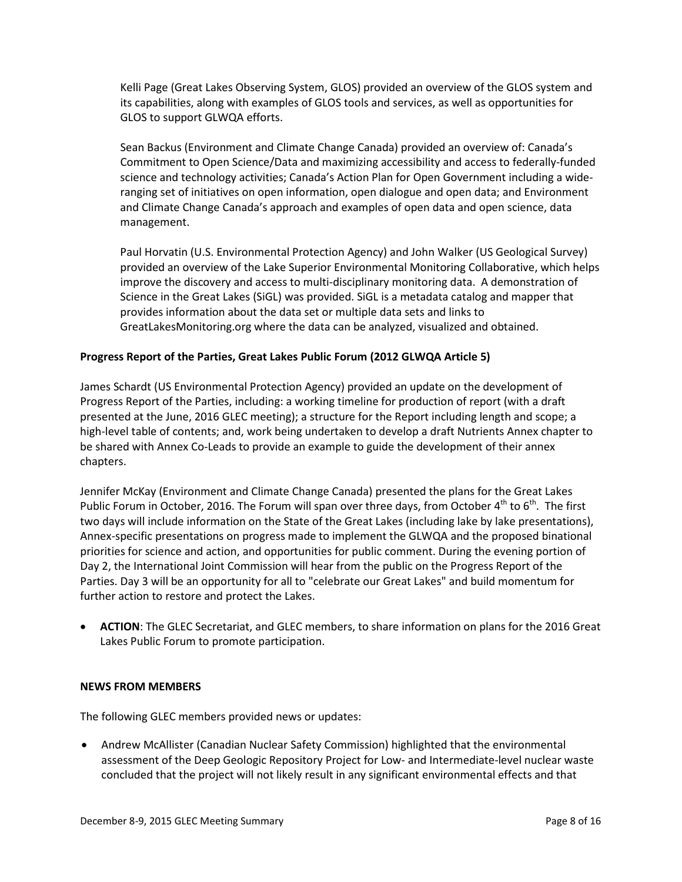Kelli Page (Great Lakes Observing System, GLOS) provided an overview of the GLOS system and its capabilities, along with examples of GLOS tools and services, as well as opportunities for GLOS to support GLWQA efforts.

Sean Backus (Environment and Climate Change Canada) provided an overview of: Canada's Commitment to Open Science/Data and maximizing accessibility and access to federally-funded science and technology activities; Canada's Action Plan for Open Government including a wide-ranging set of initiatives on open information, open dialogue and open data; and Environment and Climate Change Canada's approach and examples of open data and open science, data management.

Paul Horvatin (U.S. Environmental Protection Agency) and John Walker (US Geological Survey) provided an overview of the Lake Superior Environmental Monitoring Collaborative, which helps improve the discovery and access to multi-disciplinary monitoring data. A demonstration of Science in the Great Lakes (SiGL) was provided. SiGL is a metadata catalog and mapper that provides information about the data set or multiple data sets and links to GreatLakesMonitoring.org where the data can be analyzed, visualized and obtained.

**Progress Report of the Parties, Great Lakes Public Forum (2012 GLWQA Article 5)**

James Schardt (US Environmental Protection Agency) provided an update on the development of Progress Report of the Parties, including: a working timeline for production of report (with a draft presented at the June, 2016 GLEC meeting); a structure for the Report including length and scope; a high-level table of contents; and, work being undertaken to develop a draft Nutrients Annex chapter to be shared with Annex Co-Leads to provide an example to guide the development of their annex chapters.

Jennifer McKay (Environment and Climate Change Canada) presented the plans for the Great Lakes Public Forum in October, 2016. The Forum will span over three days, from October 4th to 6th. The first two days will include information on the State of the Great Lakes (including lake by lake presentations), Annex-specific presentations on progress made to implement the GLWQA and the proposed binational priorities for science and action, and opportunities for public comment. During the evening portion of Day 2, the International Joint Commission will hear from the public on the Progress Report of the Parties. Day 3 will be an opportunity for all to "celebrate our Great Lakes" and build momentum for further action to restore and protect the Lakes.

- **ACTION**: The GLEC Secretariat, and GLEC members, to share information on plans for the 2016 Great Lakes Public Forum to promote participation.

**NEWS FROM MEMBERS**

The following GLEC members provided news or updates:

- Andrew McAllister (Canadian Nuclear Safety Commission) highlighted that the environmental assessment of the Deep Geologic Repository Project for Low- and Intermediate-level nuclear waste concluded that the project will not likely result in any significant environmental effects and that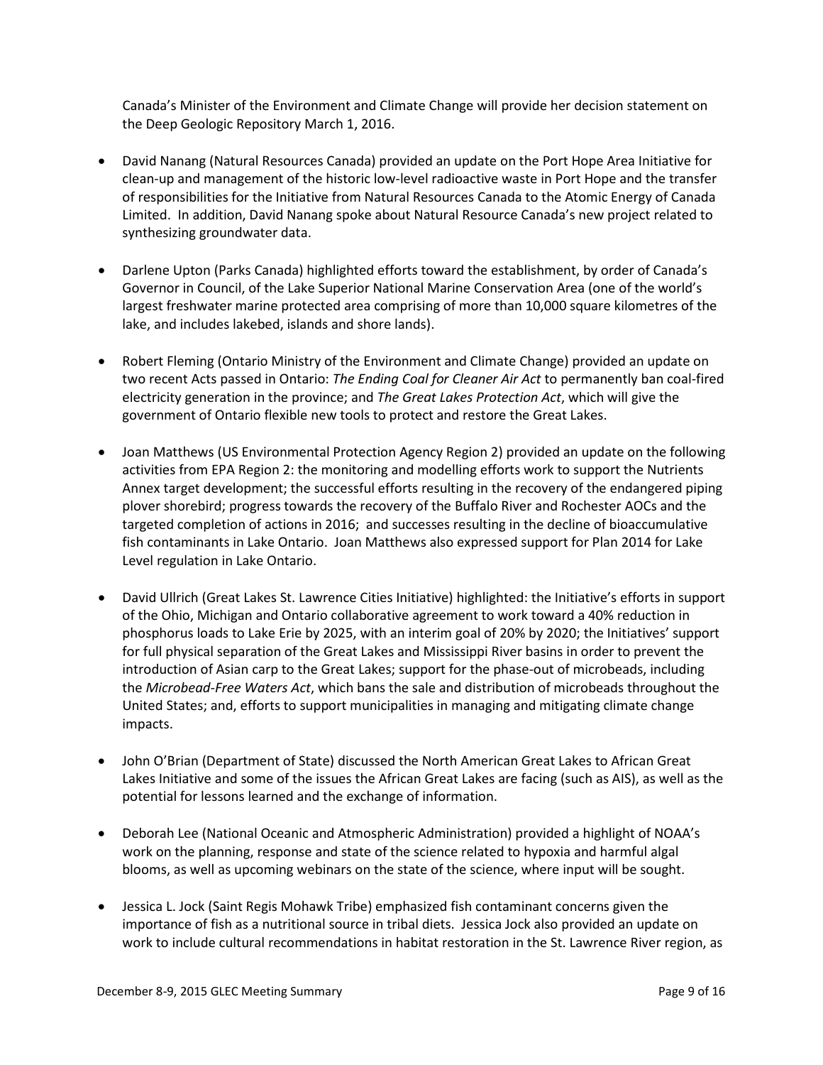Canada's Minister of the Environment and Climate Change will provide her decision statement on the Deep Geologic Repository March 1, 2016.

- David Nanang (Natural Resources Canada) provided an update on the Port Hope Area Initiative for clean-up and management of the historic low-level radioactive waste in Port Hope and the transfer of responsibilities for the Initiative from Natural Resources Canada to the Atomic Energy of Canada Limited. In addition, David Nanang spoke about Natural Resource Canada's new project related to synthesizing groundwater data.

- Darlene Upton (Parks Canada) highlighted efforts toward the establishment, by order of Canada's Governor in Council, of the Lake Superior National Marine Conservation Area (one of the world's largest freshwater marine protected area comprising of more than 10,000 square kilometres of the lake, and includes lakebed, islands and shore lands).

- Robert Fleming (Ontario Ministry of the Environment and Climate Change) provided an update on two recent Acts passed in Ontario: *The Ending Coal for Cleaner Air Act* to permanently ban coal-fired electricity generation in the province; and *The Great Lakes Protection Act*, which will give the government of Ontario flexible new tools to protect and restore the Great Lakes.

- Joan Matthews (US Environmental Protection Agency Region 2) provided an update on the following activities from EPA Region 2: the monitoring and modelling efforts work to support the Nutrients Annex target development; the successful efforts resulting in the recovery of the endangered piping plover shorebird; progress towards the recovery of the Buffalo River and Rochester AOCs and the targeted completion of actions in 2016; and successes resulting in the decline of bioaccumulative fish contaminants in Lake Ontario. Joan Matthews also expressed support for Plan 2014 for Lake Level regulation in Lake Ontario.

- David Ullrich (Great Lakes St. Lawrence Cities Initiative) highlighted: the Initiative's efforts in support of the Ohio, Michigan and Ontario collaborative agreement to work toward a 40% reduction in phosphorus loads to Lake Erie by 2025, with an interim goal of 20% by 2020; the Initiatives' support for full physical separation of the Great Lakes and Mississippi River basins in order to prevent the introduction of Asian carp to the Great Lakes; support for the phase-out of microbeads, including the *Microbead-Free Waters Act*, which bans the sale and distribution of microbeads throughout the United States; and, efforts to support municipalities in managing and mitigating climate change impacts.

- John O'Brian (Department of State) discussed the North American Great Lakes to African Great Lakes Initiative and some of the issues the African Great Lakes are facing (such as AIS), as well as the potential for lessons learned and the exchange of information.

- Deborah Lee (National Oceanic and Atmospheric Administration) provided a highlight of NOAA's work on the planning, response and state of the science related to hypoxia and harmful algal blooms, as well as upcoming webinars on the state of the science, where input will be sought.

- Jessica L. Jock (Saint Regis Mohawk Tribe) emphasized fish contaminant concerns given the importance of fish as a nutritional source in tribal diets. Jessica Jock also provided an update on work to include cultural recommendations in habitat restoration in the St. Lawrence River region, as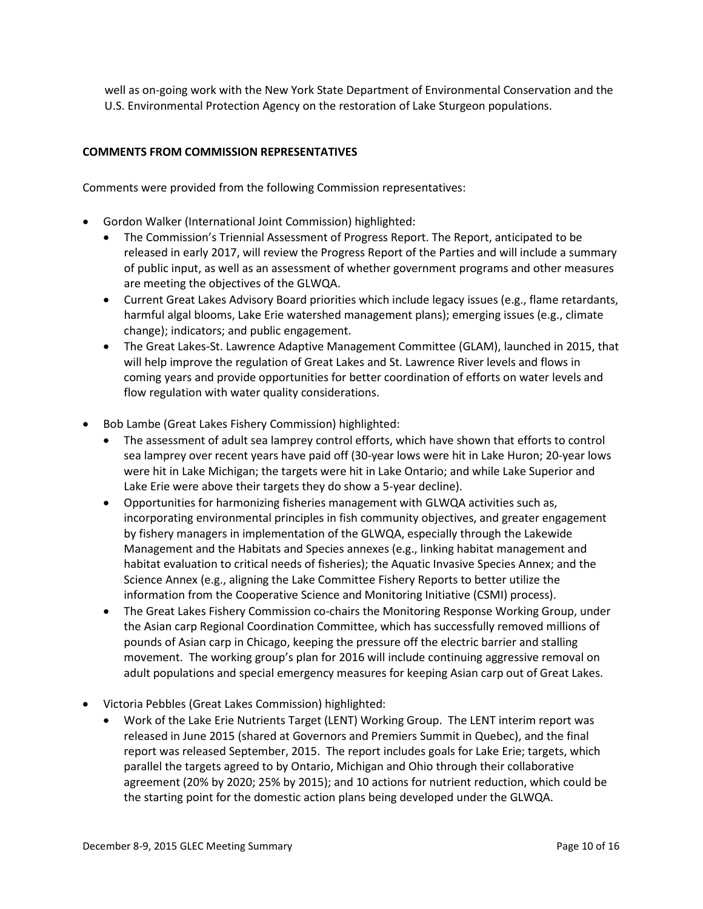well as on-going work with the New York State Department of Environmental Conservation and the U.S. Environmental Protection Agency on the restoration of Lake Sturgeon populations.

**COMMENTS FROM COMMISSION REPRESENTATIVES**

Comments were provided from the following Commission representatives:

- Gordon Walker (International Joint Commission) highlighted:
  - The Commission's Triennial Assessment of Progress Report. The Report, anticipated to be released in early 2017, will review the Progress Report of the Parties and will include a summary of public input, as well as an assessment of whether government programs and other measures are meeting the objectives of the GLWQA.
  - Current Great Lakes Advisory Board priorities which include legacy issues (e.g., flame retardants, harmful algal blooms, Lake Erie watershed management plans); emerging issues (e.g., climate change); indicators; and public engagement.
  - The Great Lakes-St. Lawrence Adaptive Management Committee (GLAM), launched in 2015, that will help improve the regulation of Great Lakes and St. Lawrence River levels and flows in coming years and provide opportunities for better coordination of efforts on water levels and flow regulation with water quality considerations.

- Bob Lambe (Great Lakes Fishery Commission) highlighted:
  - The assessment of adult sea lamprey control efforts, which have shown that efforts to control sea lamprey over recent years have paid off (30-year lows were hit in Lake Huron; 20-year lows were hit in Lake Michigan; the targets were hit in Lake Ontario; and while Lake Superior and Lake Erie were above their targets they do show a 5-year decline).
  - Opportunities for harmonizing fisheries management with GLWQA activities such as, incorporating environmental principles in fish community objectives, and greater engagement by fishery managers in implementation of the GLWQA, especially through the Lakewide Management and the Habitats and Species annexes (e.g., linking habitat management and habitat evaluation to critical needs of fisheries); the Aquatic Invasive Species Annex; and the Science Annex (e.g., aligning the Lake Committee Fishery Reports to better utilize the information from the Cooperative Science and Monitoring Initiative (CSMI) process).
  - The Great Lakes Fishery Commission co-chairs the Monitoring Response Working Group, under the Asian carp Regional Coordination Committee, which has successfully removed millions of pounds of Asian carp in Chicago, keeping the pressure off the electric barrier and stalling movement. The working group's plan for 2016 will include continuing aggressive removal on adult populations and special emergency measures for keeping Asian carp out of Great Lakes.

- Victoria Pebbles (Great Lakes Commission) highlighted:
  - Work of the Lake Erie Nutrients Target (LENT) Working Group. The LENT interim report was released in June 2015 (shared at Governors and Premiers Summit in Quebec), and the final report was released September, 2015. The report includes goals for Lake Erie; targets, which parallel the targets agreed to by Ontario, Michigan and Ohio through their collaborative agreement (20% by 2020; 25% by 2015); and 10 actions for nutrient reduction, which could be the starting point for the domestic action plans being developed under the GLWQA.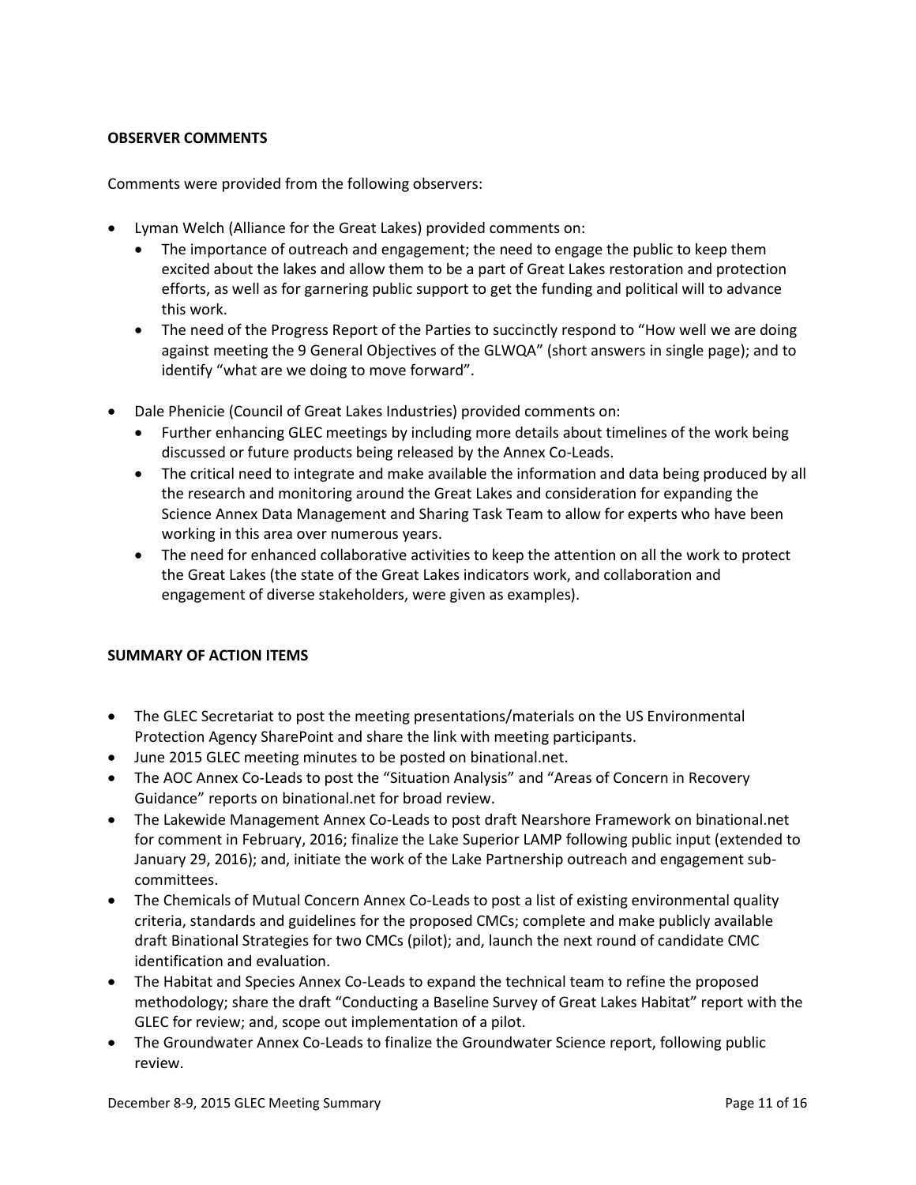**OBSERVER COMMENTS**

Comments were provided from the following observers:

- Lyman Welch (Alliance for the Great Lakes) provided comments on:
    - The importance of outreach and engagement; the need to engage the public to keep them excited about the lakes and allow them to be a part of Great Lakes restoration and protection efforts, as well as for garnering public support to get the funding and political will to advance this work.
    - The need of the Progress Report of the Parties to succinctly respond to "How well we are doing against meeting the 9 General Objectives of the GLWQA" (short answers in single page); and to identify "what are we doing to move forward".
- Dale Phenicie (Council of Great Lakes Industries) provided comments on:
    - Further enhancing GLEC meetings by including more details about timelines of the work being discussed or future products being released by the Annex Co-Leads.
    - The critical need to integrate and make available the information and data being produced by all the research and monitoring around the Great Lakes and consideration for expanding the Science Annex Data Management and Sharing Task Team to allow for experts who have been working in this area over numerous years.
    - The need for enhanced collaborative activities to keep the attention on all the work to protect the Great Lakes (the state of the Great Lakes indicators work, and collaboration and engagement of diverse stakeholders, were given as examples).

**SUMMARY OF ACTION ITEMS**

- The GLEC Secretariat to post the meeting presentations/materials on the US Environmental Protection Agency SharePoint and share the link with meeting participants.
- June 2015 GLEC meeting minutes to be posted on binational.net.
- The AOC Annex Co-Leads to post the "Situation Analysis" and "Areas of Concern in Recovery Guidance" reports on binational.net for broad review.
- The Lakewide Management Annex Co-Leads to post draft Nearshore Framework on binational.net for comment in February, 2016; finalize the Lake Superior LAMP following public input (extended to January 29, 2016); and, initiate the work of the Lake Partnership outreach and engagement sub-committees.
- The Chemicals of Mutual Concern Annex Co-Leads to post a list of existing environmental quality criteria, standards and guidelines for the proposed CMCs; complete and make publicly available draft Binational Strategies for two CMCs (pilot); and, launch the next round of candidate CMC identification and evaluation.
- The Habitat and Species Annex Co-Leads to expand the technical team to refine the proposed methodology; share the draft "Conducting a Baseline Survey of Great Lakes Habitat" report with the GLEC for review; and, scope out implementation of a pilot.
- The Groundwater Annex Co-Leads to finalize the Groundwater Science report, following public review.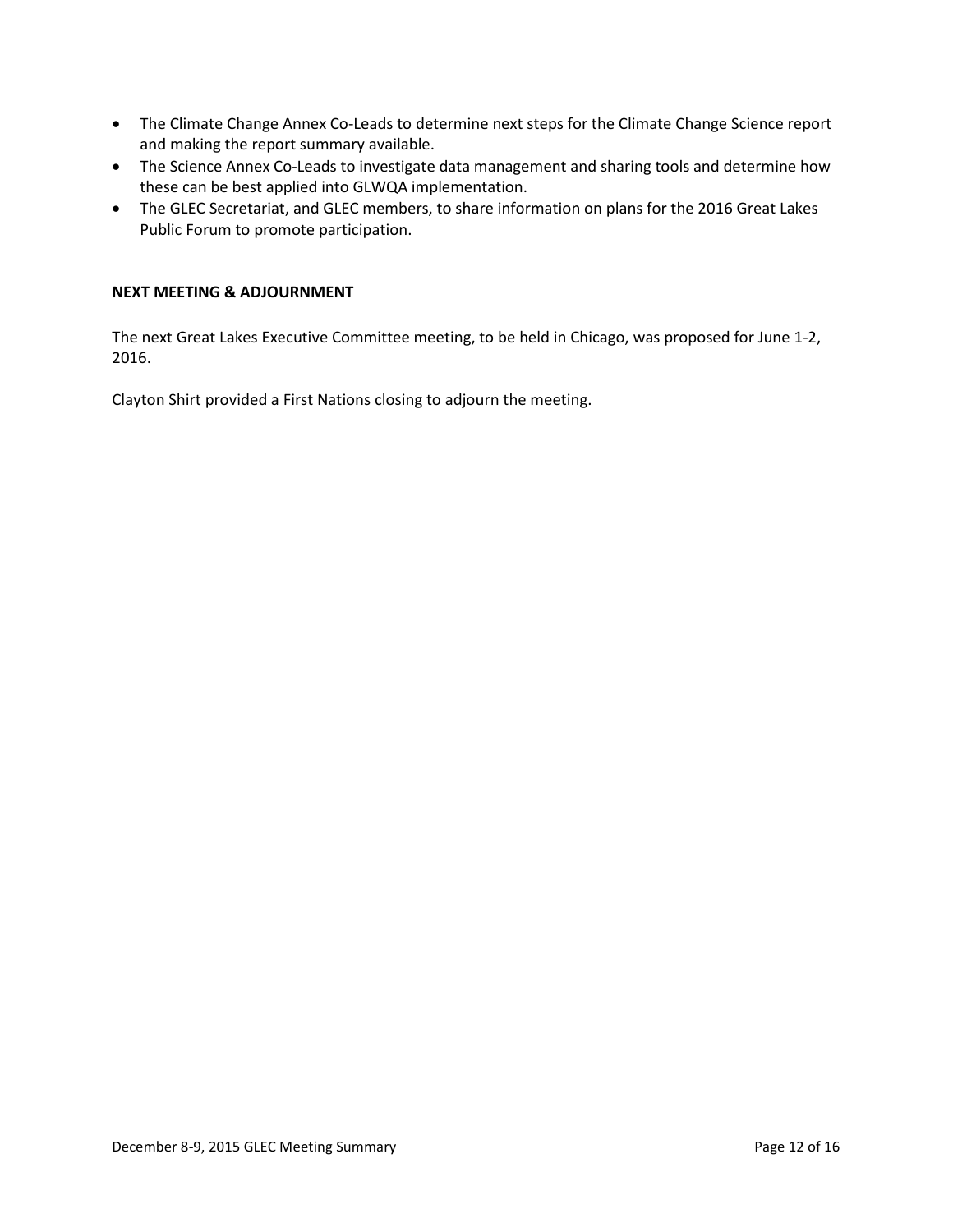- The Climate Change Annex Co-Leads to determine next steps for the Climate Change Science report and making the report summary available.
- The Science Annex Co-Leads to investigate data management and sharing tools and determine how these can be best applied into GLWQA implementation.
- The GLEC Secretariat, and GLEC members, to share information on plans for the 2016 Great Lakes Public Forum to promote participation.

**NEXT MEETING & ADJOURNMENT**

The next Great Lakes Executive Committee meeting, to be held in Chicago, was proposed for June 1-2, 2016.

Clayton Shirt provided a First Nations closing to adjourn the meeting.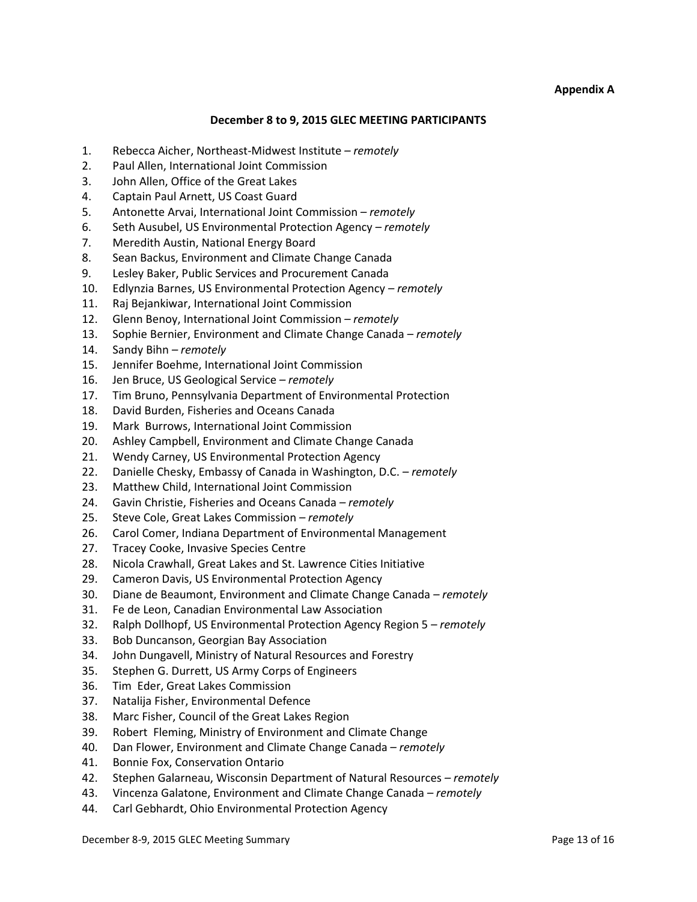**Appendix A**

**December 8 to 9, 2015 GLEC MEETING PARTICIPANTS**

1. Rebecca Aicher, Northeast-Midwest Institute – *remotely*
2. Paul Allen, International Joint Commission
3. John Allen, Office of the Great Lakes
4. Captain Paul Arnett, US Coast Guard
5. Antonette Arvai, International Joint Commission – *remotely*
6. Seth Ausubel, US Environmental Protection Agency – *remotely*
7. Meredith Austin, National Energy Board
8. Sean Backus, Environment and Climate Change Canada
9. Lesley Baker, Public Services and Procurement Canada
10. Edlynzia Barnes, US Environmental Protection Agency – *remotely*
11. Raj Bejankiwar, International Joint Commission
12. Glenn Benoy, International Joint Commission – *remotely*
13. Sophie Bernier, Environment and Climate Change Canada – *remotely*
14. Sandy Bihn – *remotely*
15. Jennifer Boehme, International Joint Commission
16. Jen Bruce, US Geological Service – *remotely*
17. Tim Bruno, Pennsylvania Department of Environmental Protection
18. David Burden, Fisheries and Oceans Canada
19. Mark Burrows, International Joint Commission
20. Ashley Campbell, Environment and Climate Change Canada
21. Wendy Carney, US Environmental Protection Agency
22. Danielle Chesky, Embassy of Canada in Washington, D.C. – *remotely*
23. Matthew Child, International Joint Commission
24. Gavin Christie, Fisheries and Oceans Canada – *remotely*
25. Steve Cole, Great Lakes Commission – *remotely*
26. Carol Comer, Indiana Department of Environmental Management
27. Tracey Cooke, Invasive Species Centre
28. Nicola Crawhall, Great Lakes and St. Lawrence Cities Initiative
29. Cameron Davis, US Environmental Protection Agency
30. Diane de Beaumont, Environment and Climate Change Canada – *remotely*
31. Fe de Leon, Canadian Environmental Law Association
32. Ralph Dollhopf, US Environmental Protection Agency Region 5 – *remotely*
33. Bob Duncanson, Georgian Bay Association
34. John Dungavell, Ministry of Natural Resources and Forestry
35. Stephen G. Durrett, US Army Corps of Engineers
36. Tim Eder, Great Lakes Commission
37. Natalija Fisher, Environmental Defence
38. Marc Fisher, Council of the Great Lakes Region
39. Robert Fleming, Ministry of Environment and Climate Change
40. Dan Flower, Environment and Climate Change Canada – *remotely*
41. Bonnie Fox, Conservation Ontario
42. Stephen Galarneau, Wisconsin Department of Natural Resources – *remotely*
43. Vincenza Galatone, Environment and Climate Change Canada – *remotely*
44. Carl Gebhardt, Ohio Environmental Protection Agency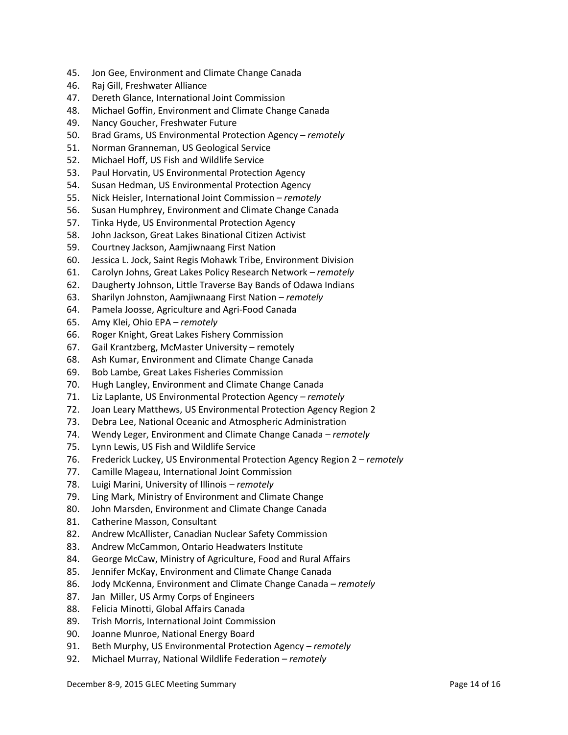45. Jon Gee, Environment and Climate Change Canada
46. Raj Gill, Freshwater Alliance
47. Dereth Glance, International Joint Commission
48. Michael Goffin, Environment and Climate Change Canada
49. Nancy Goucher, Freshwater Future
50. Brad Grams, US Environmental Protection Agency – *remotely*
51. Norman Granneman, US Geological Service
52. Michael Hoff, US Fish and Wildlife Service
53. Paul Horvatin, US Environmental Protection Agency
54. Susan Hedman, US Environmental Protection Agency
55. Nick Heisler, International Joint Commission – *remotely*
56. Susan Humphrey, Environment and Climate Change Canada
57. Tinka Hyde, US Environmental Protection Agency
58. John Jackson, Great Lakes Binational Citizen Activist
59. Courtney Jackson, Aamjiwnaang First Nation
60. Jessica L. Jock, Saint Regis Mohawk Tribe, Environment Division
61. Carolyn Johns, Great Lakes Policy Research Network – *remotely*
62. Daugherty Johnson, Little Traverse Bay Bands of Odawa Indians
63. Sharilyn Johnston, Aamjiwnaang First Nation – *remotely*
64. Pamela Joosse, Agriculture and Agri-Food Canada
65. Amy Klei, Ohio EPA – *remotely*
66. Roger Knight, Great Lakes Fishery Commission
67. Gail Krantzberg, McMaster University – remotely
68. Ash Kumar, Environment and Climate Change Canada
69. Bob Lambe, Great Lakes Fisheries Commission
70. Hugh Langley, Environment and Climate Change Canada
71. Liz Laplante, US Environmental Protection Agency – *remotely*
72. Joan Leary Matthews, US Environmental Protection Agency Region 2
73. Debra Lee, National Oceanic and Atmospheric Administration
74. Wendy Leger, Environment and Climate Change Canada – *remotely*
75. Lynn Lewis, US Fish and Wildlife Service
76. Frederick Luckey, US Environmental Protection Agency Region 2 – *remotely*
77. Camille Mageau, International Joint Commission
78. Luigi Marini, University of Illinois – *remotely*
79. Ling Mark, Ministry of Environment and Climate Change
80. John Marsden, Environment and Climate Change Canada
81. Catherine Masson, Consultant
82. Andrew McAllister, Canadian Nuclear Safety Commission
83. Andrew McCammon, Ontario Headwaters Institute
84. George McCaw, Ministry of Agriculture, Food and Rural Affairs
85. Jennifer McKay, Environment and Climate Change Canada
86. Jody McKenna, Environment and Climate Change Canada – *remotely*
87. Jan Miller, US Army Corps of Engineers
88. Felicia Minotti, Global Affairs Canada
89. Trish Morris, International Joint Commission
90. Joanne Munroe, National Energy Board
91. Beth Murphy, US Environmental Protection Agency – *remotely*
92. Michael Murray, National Wildlife Federation – *remotely*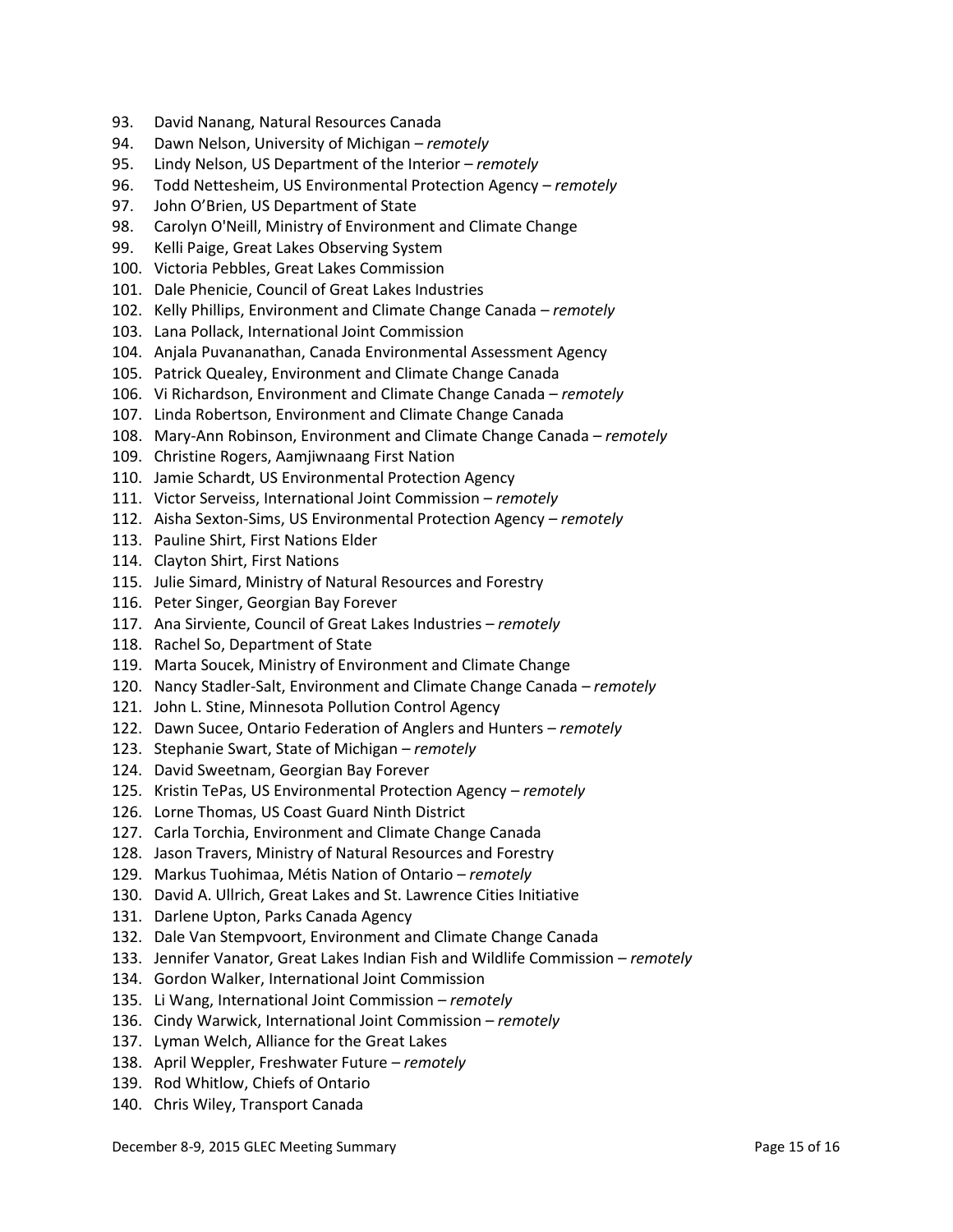93. David Nanang, Natural Resources Canada
94. Dawn Nelson, University of Michigan – *remotely*
95. Lindy Nelson, US Department of the Interior – *remotely*
96. Todd Nettesheim, US Environmental Protection Agency – *remotely*
97. John O'Brien, US Department of State
98. Carolyn O'Neill, Ministry of Environment and Climate Change
99. Kelli Paige, Great Lakes Observing System
100. Victoria Pebbles, Great Lakes Commission
101. Dale Phenicie, Council of Great Lakes Industries
102. Kelly Phillips, Environment and Climate Change Canada – *remotely*
103. Lana Pollack, International Joint Commission
104. Anjala Puvananathan, Canada Environmental Assessment Agency
105. Patrick Quealey, Environment and Climate Change Canada
106. Vi Richardson, Environment and Climate Change Canada – *remotely*
107. Linda Robertson, Environment and Climate Change Canada
108. Mary-Ann Robinson, Environment and Climate Change Canada – *remotely*
109. Christine Rogers, Aamjiwnaang First Nation
110. Jamie Schardt, US Environmental Protection Agency
111. Victor Serveiss, International Joint Commission – *remotely*
112. Aisha Sexton-Sims, US Environmental Protection Agency – *remotely*
113. Pauline Shirt, First Nations Elder
114. Clayton Shirt, First Nations
115. Julie Simard, Ministry of Natural Resources and Forestry
116. Peter Singer, Georgian Bay Forever
117. Ana Sirviente, Council of Great Lakes Industries – *remotely*
118. Rachel So, Department of State
119. Marta Soucek, Ministry of Environment and Climate Change
120. Nancy Stadler-Salt, Environment and Climate Change Canada – *remotely*
121. John L. Stine, Minnesota Pollution Control Agency
122. Dawn Sucee, Ontario Federation of Anglers and Hunters – *remotely*
123. Stephanie Swart, State of Michigan – *remotely*
124. David Sweetnam, Georgian Bay Forever
125. Kristin TePas, US Environmental Protection Agency – *remotely*
126. Lorne Thomas, US Coast Guard Ninth District
127. Carla Torchia, Environment and Climate Change Canada
128. Jason Travers, Ministry of Natural Resources and Forestry
129. Markus Tuohimaa, Métis Nation of Ontario – *remotely*
130. David A. Ullrich, Great Lakes and St. Lawrence Cities Initiative
131. Darlene Upton, Parks Canada Agency
132. Dale Van Stempvoort, Environment and Climate Change Canada
133. Jennifer Vanator, Great Lakes Indian Fish and Wildlife Commission – *remotely*
134. Gordon Walker, International Joint Commission
135. Li Wang, International Joint Commission – *remotely*
136. Cindy Warwick, International Joint Commission – *remotely*
137. Lyman Welch, Alliance for the Great Lakes
138. April Weppler, Freshwater Future – *remotely*
139. Rod Whitlow, Chiefs of Ontario
140. Chris Wiley, Transport Canada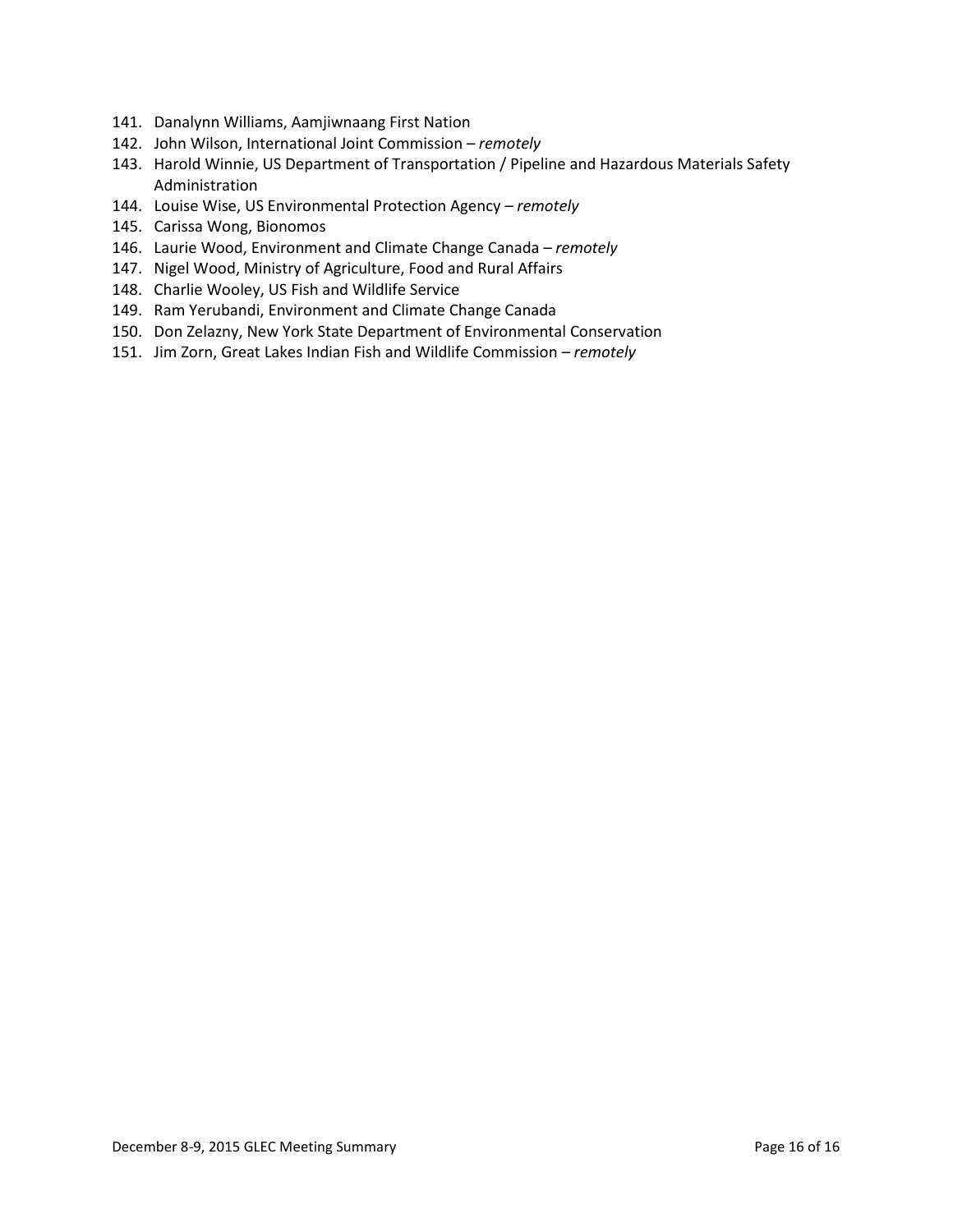141. Danalynn Williams, Aamjiwnaang First Nation
142. John Wilson, International Joint Commission – *remotely*
143. Harold Winnie, US Department of Transportation / Pipeline and Hazardous Materials Safety Administration
144. Louise Wise, US Environmental Protection Agency – *remotely*
145. Carissa Wong, Bionomos
146. Laurie Wood, Environment and Climate Change Canada – *remotely*
147. Nigel Wood, Ministry of Agriculture, Food and Rural Affairs
148. Charlie Wooley, US Fish and Wildlife Service
149. Ram Yerubandi, Environment and Climate Change Canada
150. Don Zelazny, New York State Department of Environmental Conservation
151. Jim Zorn, Great Lakes Indian Fish and Wildlife Commission – *remotely*